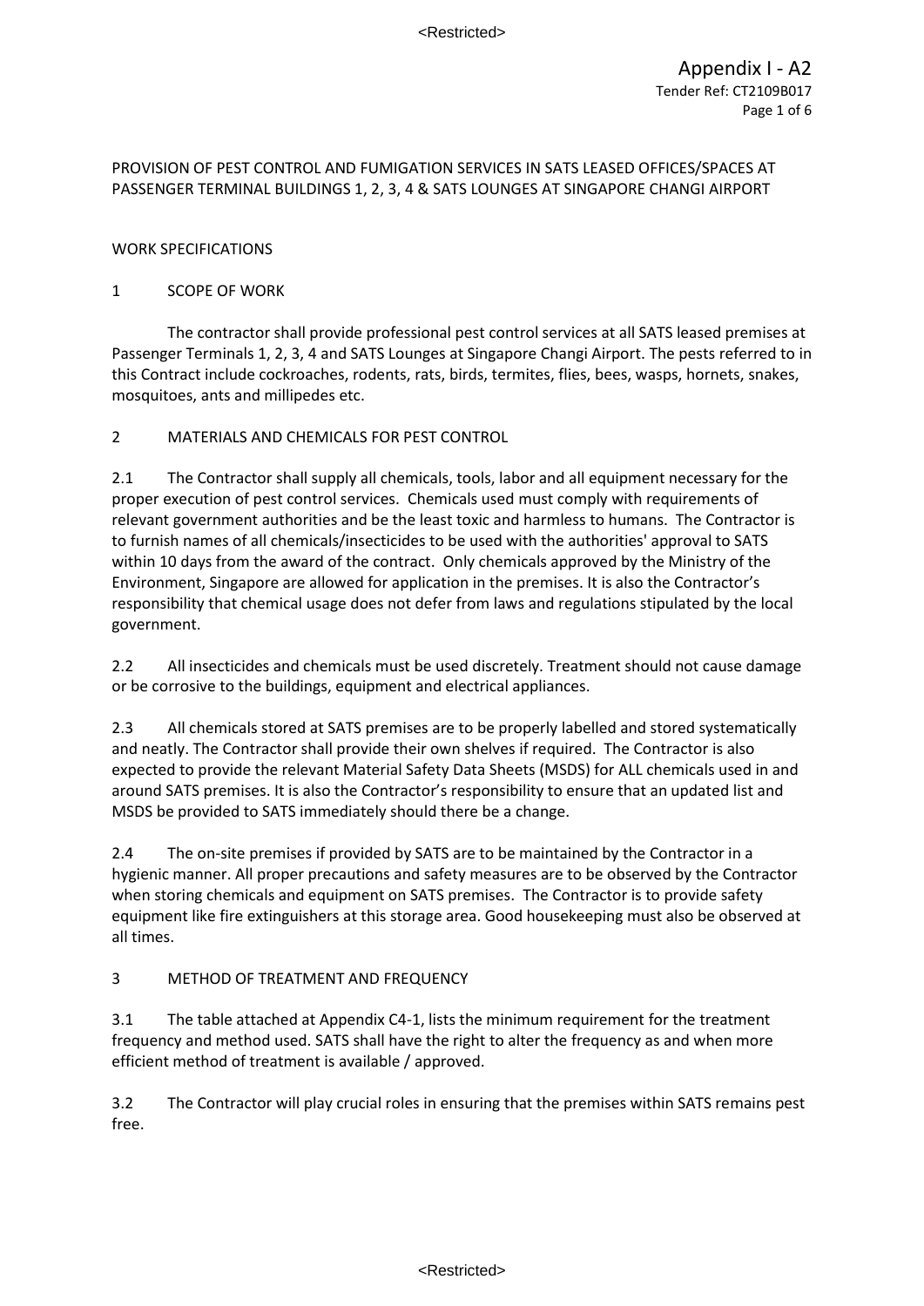Appendix I - A2
Tender Ref: CT2109B017

PROVISION OF PEST CONTROL AND FUMIGATION SERVICES IN SATS LEASED OFFICES/SPACES AT PASSENGER TERMINAL BUILDINGS 1, 2, 3, 4 & SATS LOUNGES AT SINGAPORE CHANGI AIRPORT

WORK SPECIFICATIONS

## 1 SCOPE OF WORK

The contractor shall provide professional pest control services at all SATS leased premises at Passenger Terminals 1, 2, 3, 4 and SATS Lounges at Singapore Changi Airport. The pests referred to in this Contract include cockroaches, rodents, rats, birds, termites, flies, bees, wasps, hornets, snakes, mosquitoes, ants and millipedes etc.

## 2 MATERIALS AND CHEMICALS FOR PEST CONTROL

2.1 The Contractor shall supply all chemicals, tools, labor and all equipment necessary for the proper execution of pest control services. Chemicals used must comply with requirements of relevant government authorities and be the least toxic and harmless to humans. The Contractor is to furnish names of all chemicals/insecticides to be used with the authorities' approval to SATS within 10 days from the award of the contract. Only chemicals approved by the Ministry of the Environment, Singapore are allowed for application in the premises. It is also the Contractor's responsibility that chemical usage does not defer from laws and regulations stipulated by the local government.

2.2 All insecticides and chemicals must be used discretely. Treatment should not cause damage or be corrosive to the buildings, equipment and electrical appliances.

2.3 All chemicals stored at SATS premises are to be properly labelled and stored systematically and neatly. The Contractor shall provide their own shelves if required. The Contractor is also expected to provide the relevant Material Safety Data Sheets (MSDS) for ALL chemicals used in and around SATS premises. It is also the Contractor's responsibility to ensure that an updated list and MSDS be provided to SATS immediately should there be a change.

2.4 The on-site premises if provided by SATS are to be maintained by the Contractor in a hygienic manner. All proper precautions and safety measures are to be observed by the Contractor when storing chemicals and equipment on SATS premises. The Contractor is to provide safety equipment like fire extinguishers at this storage area. Good housekeeping must also be observed at all times.

## 3 METHOD OF TREATMENT AND FREQUENCY

3.1 The table attached at Appendix C4-1, lists the minimum requirement for the treatment frequency and method used. SATS shall have the right to alter the frequency as and when more efficient method of treatment is available / approved.

3.2 The Contractor will play crucial roles in ensuring that the premises within SATS remains pest free.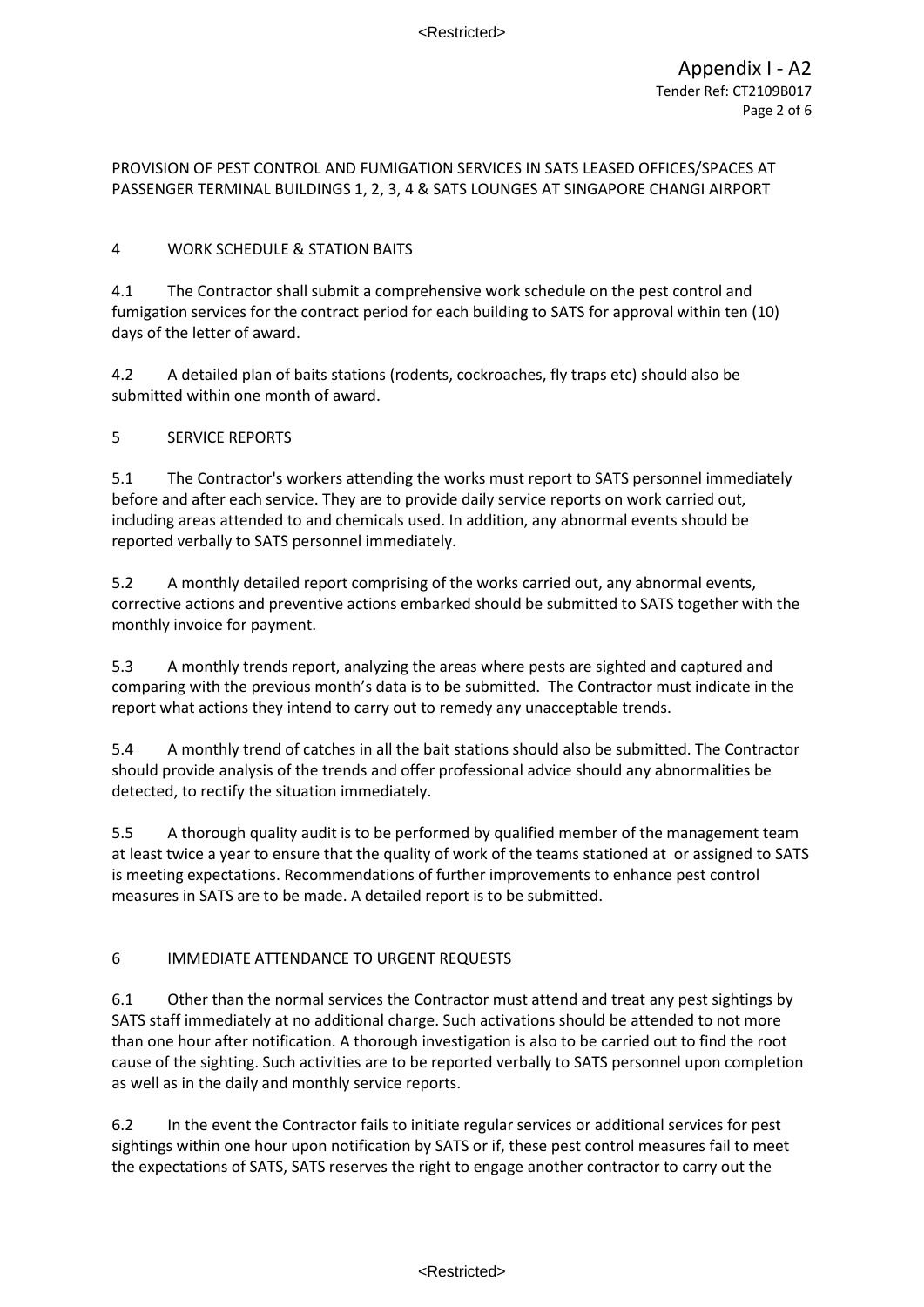PROVISION OF PEST CONTROL AND FUMIGATION SERVICES IN SATS LEASED OFFICES/SPACES AT PASSENGER TERMINAL BUILDINGS 1, 2, 3, 4 & SATS LOUNGES AT SINGAPORE CHANGI AIRPORT

## 4 WORK SCHEDULE & STATION BAITS

4.1 The Contractor shall submit a comprehensive work schedule on the pest control and fumigation services for the contract period for each building to SATS for approval within ten (10) days of the letter of award.

4.2 A detailed plan of baits stations (rodents, cockroaches, fly traps etc) should also be submitted within one month of award.

## 5 SERVICE REPORTS

5.1 The Contractor's workers attending the works must report to SATS personnel immediately before and after each service. They are to provide daily service reports on work carried out, including areas attended to and chemicals used. In addition, any abnormal events should be reported verbally to SATS personnel immediately.

5.2 A monthly detailed report comprising of the works carried out, any abnormal events, corrective actions and preventive actions embarked should be submitted to SATS together with the monthly invoice for payment.

5.3 A monthly trends report, analyzing the areas where pests are sighted and captured and comparing with the previous month's data is to be submitted. The Contractor must indicate in the report what actions they intend to carry out to remedy any unacceptable trends.

5.4 A monthly trend of catches in all the bait stations should also be submitted. The Contractor should provide analysis of the trends and offer professional advice should any abnormalities be detected, to rectify the situation immediately.

5.5 A thorough quality audit is to be performed by qualified member of the management team at least twice a year to ensure that the quality of work of the teams stationed at or assigned to SATS is meeting expectations. Recommendations of further improvements to enhance pest control measures in SATS are to be made. A detailed report is to be submitted.

## 6 IMMEDIATE ATTENDANCE TO URGENT REQUESTS

6.1 Other than the normal services the Contractor must attend and treat any pest sightings by SATS staff immediately at no additional charge. Such activations should be attended to not more than one hour after notification. A thorough investigation is also to be carried out to find the root cause of the sighting. Such activities are to be reported verbally to SATS personnel upon completion as well as in the daily and monthly service reports.

6.2 In the event the Contractor fails to initiate regular services or additional services for pest sightings within one hour upon notification by SATS or if, these pest control measures fail to meet the expectations of SATS, SATS reserves the right to engage another contractor to carry out the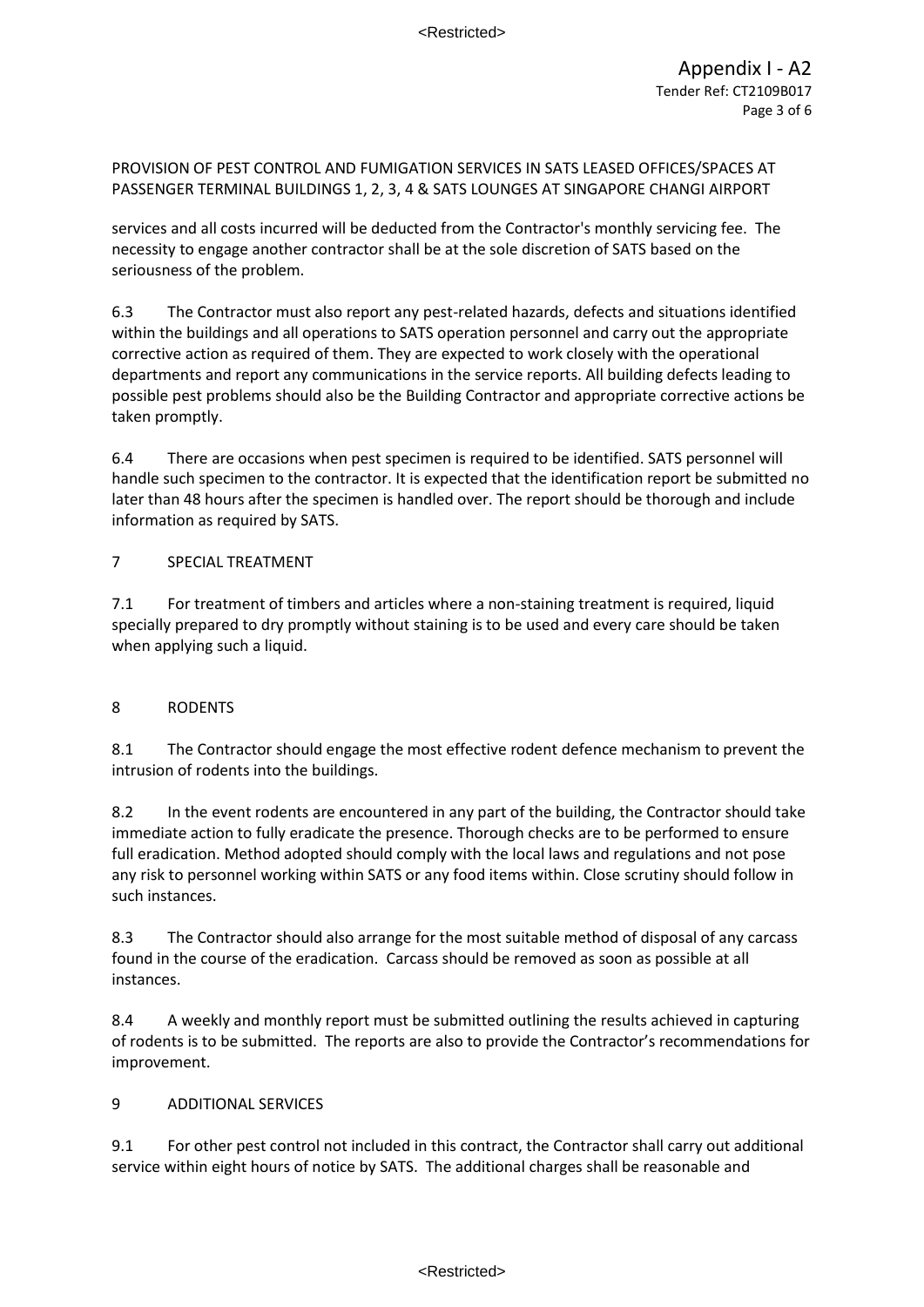services and all costs incurred will be deducted from the Contractor's monthly servicing fee. The necessity to engage another contractor shall be at the sole discretion of SATS based on the seriousness of the problem.

6.3 The Contractor must also report any pest-related hazards, defects and situations identified within the buildings and all operations to SATS operation personnel and carry out the appropriate corrective action as required of them. They are expected to work closely with the operational departments and report any communications in the service reports. All building defects leading to possible pest problems should also be the Building Contractor and appropriate corrective actions be taken promptly.

6.4 There are occasions when pest specimen is required to be identified. SATS personnel will handle such specimen to the contractor. It is expected that the identification report be submitted no later than 48 hours after the specimen is handled over. The report should be thorough and include information as required by SATS.

## 7 SPECIAL TREATMENT

7.1 For treatment of timbers and articles where a non-staining treatment is required, liquid specially prepared to dry promptly without staining is to be used and every care should be taken when applying such a liquid.

## 8 RODENTS

8.1 The Contractor should engage the most effective rodent defence mechanism to prevent the intrusion of rodents into the buildings.

8.2 In the event rodents are encountered in any part of the building, the Contractor should take immediate action to fully eradicate the presence. Thorough checks are to be performed to ensure full eradication. Method adopted should comply with the local laws and regulations and not pose any risk to personnel working within SATS or any food items within. Close scrutiny should follow in such instances.

8.3 The Contractor should also arrange for the most suitable method of disposal of any carcass found in the course of the eradication. Carcass should be removed as soon as possible at all instances.

8.4 A weekly and monthly report must be submitted outlining the results achieved in capturing of rodents is to be submitted. The reports are also to provide the Contractor's recommendations for improvement.

## 9 ADDITIONAL SERVICES

9.1 For other pest control not included in this contract, the Contractor shall carry out additional service within eight hours of notice by SATS. The additional charges shall be reasonable and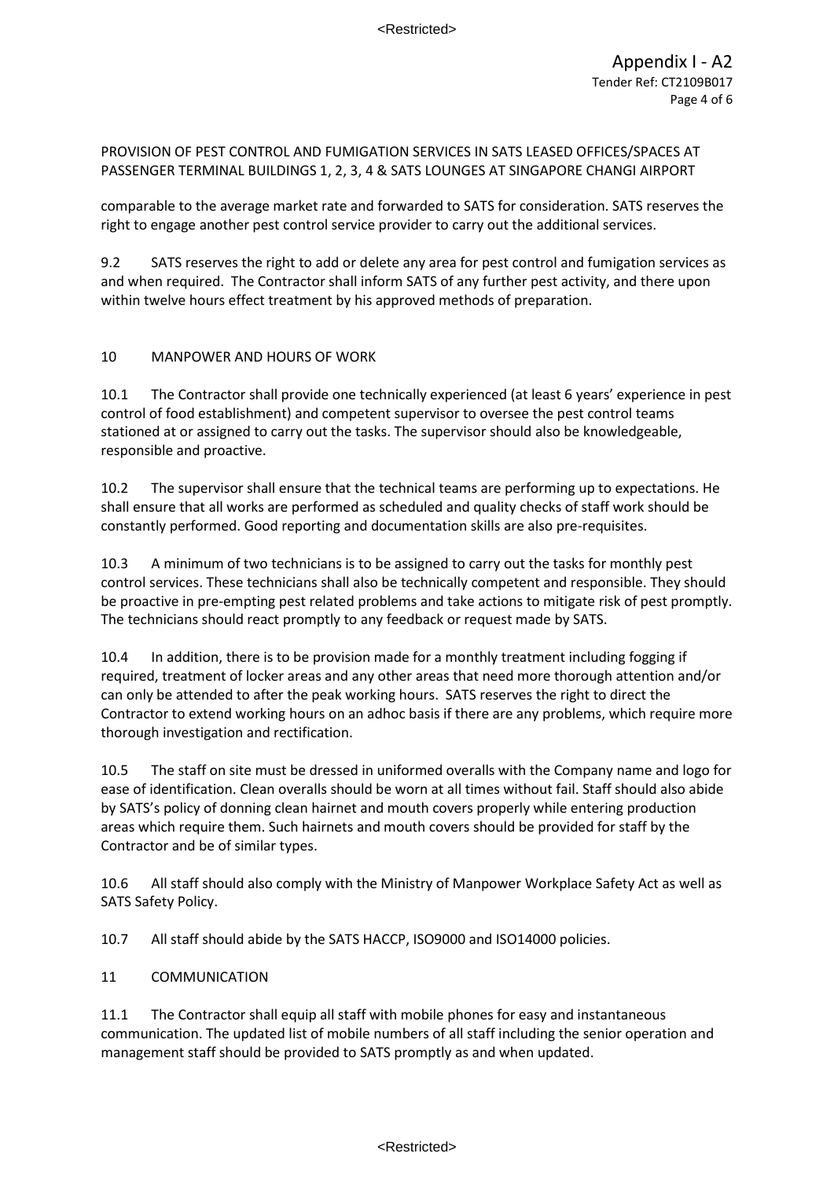PROVISION OF PEST CONTROL AND FUMIGATION SERVICES IN SATS LEASED OFFICES/SPACES AT PASSENGER TERMINAL BUILDINGS 1, 2, 3, 4 & SATS LOUNGES AT SINGAPORE CHANGI AIRPORT

comparable to the average market rate and forwarded to SATS for consideration. SATS reserves the right to engage another pest control service provider to carry out the additional services.

9.2 SATS reserves the right to add or delete any area for pest control and fumigation services as and when required. The Contractor shall inform SATS of any further pest activity, and there upon within twelve hours effect treatment by his approved methods of preparation.

## 10 MANPOWER AND HOURS OF WORK

10.1 The Contractor shall provide one technically experienced (at least 6 years' experience in pest control of food establishment) and competent supervisor to oversee the pest control teams stationed at or assigned to carry out the tasks. The supervisor should also be knowledgeable, responsible and proactive.

10.2 The supervisor shall ensure that the technical teams are performing up to expectations. He shall ensure that all works are performed as scheduled and quality checks of staff work should be constantly performed. Good reporting and documentation skills are also pre-requisites.

10.3 A minimum of two technicians is to be assigned to carry out the tasks for monthly pest control services. These technicians shall also be technically competent and responsible. They should be proactive in pre-empting pest related problems and take actions to mitigate risk of pest promptly. The technicians should react promptly to any feedback or request made by SATS.

10.4 In addition, there is to be provision made for a monthly treatment including fogging if required, treatment of locker areas and any other areas that need more thorough attention and/or can only be attended to after the peak working hours. SATS reserves the right to direct the Contractor to extend working hours on an adhoc basis if there are any problems, which require more thorough investigation and rectification.

10.5 The staff on site must be dressed in uniformed overalls with the Company name and logo for ease of identification. Clean overalls should be worn at all times without fail. Staff should also abide by SATS's policy of donning clean hairnet and mouth covers properly while entering production areas which require them. Such hairnets and mouth covers should be provided for staff by the Contractor and be of similar types.

10.6 All staff should also comply with the Ministry of Manpower Workplace Safety Act as well as SATS Safety Policy.

10.7 All staff should abide by the SATS HACCP, ISO9000 and ISO14000 policies.

## 11 COMMUNICATION

11.1 The Contractor shall equip all staff with mobile phones for easy and instantaneous communication. The updated list of mobile numbers of all staff including the senior operation and management staff should be provided to SATS promptly as and when updated.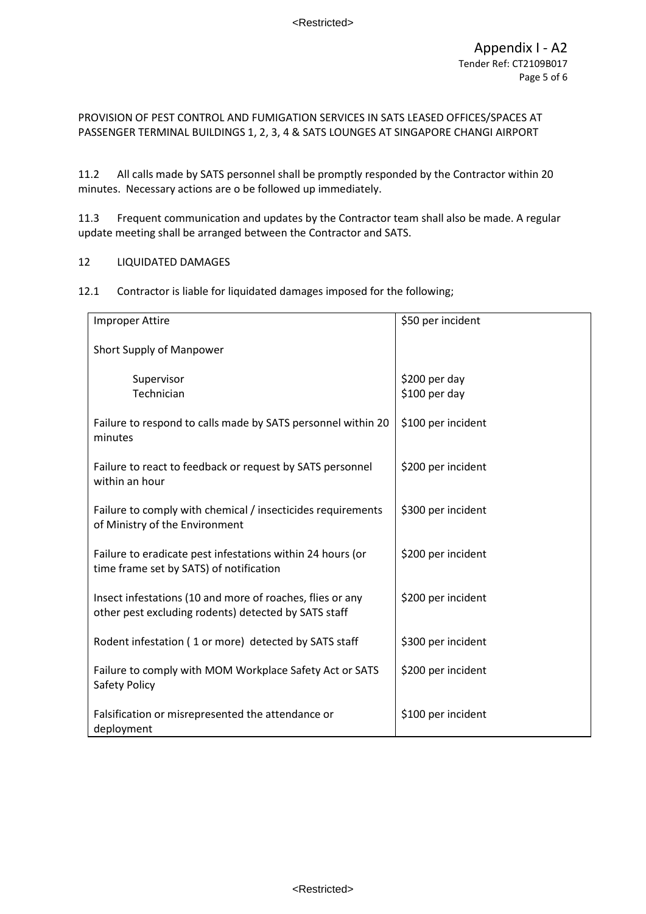PROVISION OF PEST CONTROL AND FUMIGATION SERVICES IN SATS LEASED OFFICES/SPACES AT PASSENGER TERMINAL BUILDINGS 1, 2, 3, 4 & SATS LOUNGES AT SINGAPORE CHANGI AIRPORT

11.2 All calls made by SATS personnel shall be promptly responded by the Contractor within 20 minutes. Necessary actions are o be followed up immediately.

11.3 Frequent communication and updates by the Contractor team shall also be made. A regular update meeting shall be arranged between the Contractor and SATS.

## 12 LIQUIDATED DAMAGES

12.1 Contractor is liable for liquidated damages imposed for the following;

| | |
|---|---|
| Improper Attire | $50 per incident |
| Short Supply of Manpower | |
| Supervisor | $200 per day |
| Technician | $100 per day |
| Failure to respond to calls made by SATS personnel within 20 minutes | $100 per incident |
| Failure to react to feedback or request by SATS personnel within an hour | $200 per incident |
| Failure to comply with chemical / insecticides requirements of Ministry of the Environment | $300 per incident |
| Failure to eradicate pest infestations within 24 hours (or time frame set by SATS) of notification | $200 per incident |
| Insect infestations (10 and more of roaches, flies or any other pest excluding rodents) detected by SATS staff | $200 per incident |
| Rodent infestation ( 1 or more) detected by SATS staff | $300 per incident |
| Failure to comply with MOM Workplace Safety Act or SATS Safety Policy | $200 per incident |
| Falsification or misrepresented the attendance or deployment | $100 per incident |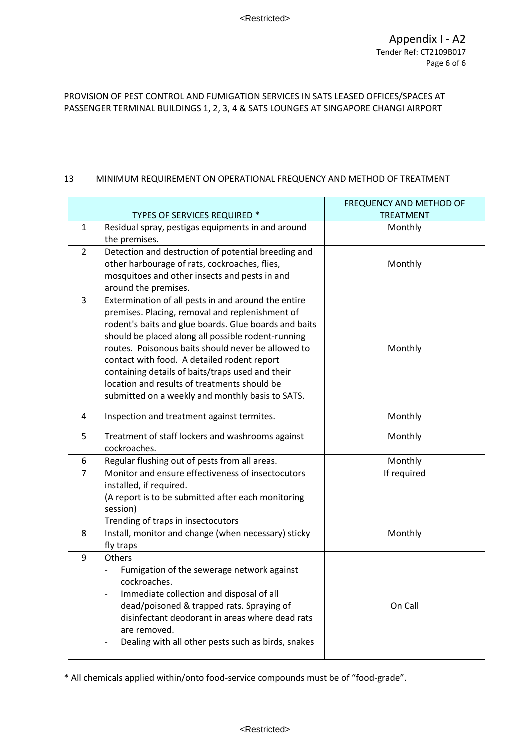PROVISION OF PEST CONTROL AND FUMIGATION SERVICES IN SATS LEASED OFFICES/SPACES AT PASSENGER TERMINAL BUILDINGS 1, 2, 3, 4 & SATS LOUNGES AT SINGAPORE CHANGI AIRPORT

## 13 MINIMUM REQUIREMENT ON OPERATIONAL FREQUENCY AND METHOD OF TREATMENT

| TYPES OF SERVICES REQUIRED * | | FREQUENCY AND METHOD OF TREATMENT |
|---|---|---|
| 1 | Residual spray, pestigas equipments in and around the premises. | Monthly |
| 2 | Detection and destruction of potential breeding and other harbourage of rats, cockroaches, flies, mosquitoes and other insects and pests in and around the premises. | Monthly |
| 3 | Extermination of all pests in and around the entire premises. Placing, removal and replenishment of rodent's baits and glue boards. Glue boards and baits should be placed along all possible rodent-running routes. Poisonous baits should never be allowed to contact with food. A detailed rodent report containing details of baits/traps used and their location and results of treatments should be submitted on a weekly and monthly basis to SATS. | Monthly |
| 4 | Inspection and treatment against termites. | Monthly |
| 5 | Treatment of staff lockers and washrooms against cockroaches. | Monthly |
| 6 | Regular flushing out of pests from all areas. | Monthly |
| 7 | Monitor and ensure effectiveness of insectocutors installed, if required.<br>(A report is to be submitted after each monitoring session)<br>Trending of traps in insectocutors | If required |
| 8 | Install, monitor and change (when necessary) sticky fly traps | Monthly |
| 9 | Others<br>- Fumigation of the sewerage network against cockroaches.<br>- Immediate collection and disposal of all dead/poisoned & trapped rats. Spraying of disinfectant deodorant in areas where dead rats are removed.<br>- Dealing with all other pests such as birds, snakes | On Call |

* All chemicals applied within/onto food-service compounds must be of "food-grade".